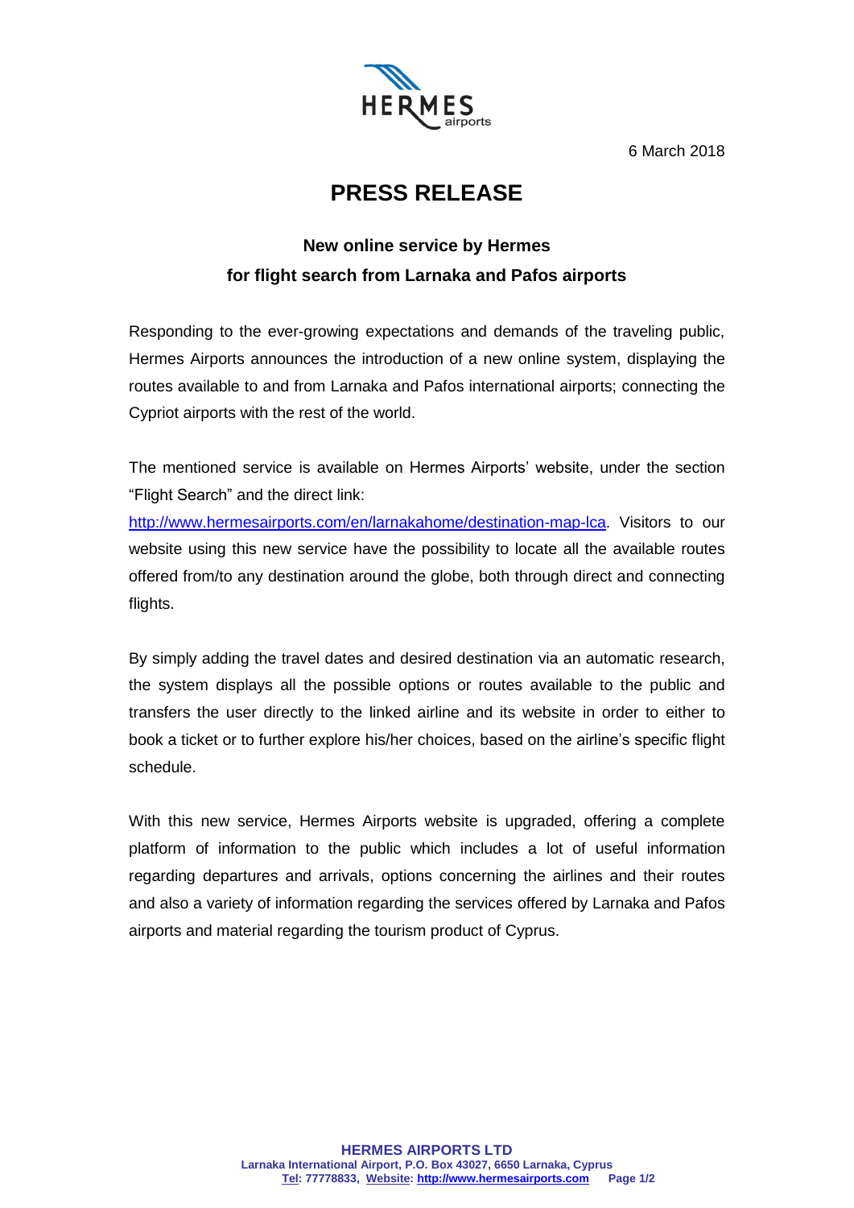6 March 2018

# PRESS RELEASE

## New online service by Hermes for flight search from Larnaka and Pafos airports

Responding to the ever-growing expectations and demands of the traveling public, Hermes Airports announces the introduction of a new online system, displaying the routes available to and from Larnaka and Pafos international airports; connecting the Cypriot airports with the rest of the world.

The mentioned service is available on Hermes Airports' website, under the section "Flight Search" and the direct link: http://www.hermesairports.com/en/larnakahome/destination-map-lca. Visitors to our website using this new service have the possibility to locate all the available routes offered from/to any destination around the globe, both through direct and connecting flights.

By simply adding the travel dates and desired destination via an automatic research, the system displays all the possible options or routes available to the public and transfers the user directly to the linked airline and its website in order to either to book a ticket or to further explore his/her choices, based on the airline's specific flight schedule.

With this new service, Hermes Airports website is upgraded, offering a complete platform of information to the public which includes a lot of useful information regarding departures and arrivals, options concerning the airlines and their routes and also a variety of information regarding the services offered by Larnaka and Pafos airports and material regarding the tourism product of Cyprus.

**HERMES AIRPORTS LTD**
**Larnaka International Airport, P.O. Box 43027, 6650 Larnaka, Cyprus**
**Tel: 77778833, Website: http://www.hermesairports.com**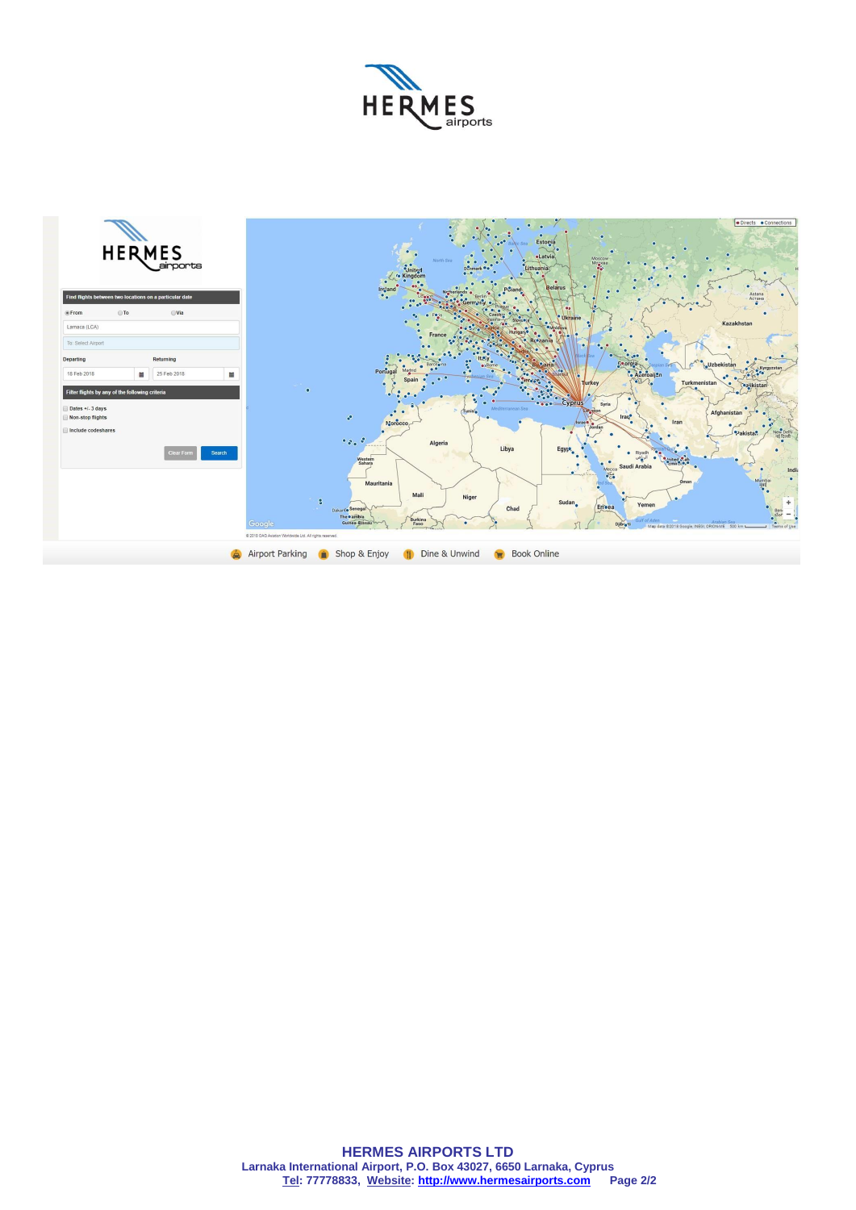HERMES airports

Find flights between two locations on a particular date

From To Via

Larnaca (LCA)

To: Select Airport

Departing Returning

18 Feb 2018 25 Feb 2018

Filter flights by any of the following criteria

Dates +/- 3 days

Non-stop flights

Include codeshares

Clear Form Search

Directs Connections

© 2018 OAG Aviation Worldwide Ltd. All rights reserved.

Airport Parking Shop & Enjoy Dine & Unwind Book Online

**HERMES AIRPORTS LTD**
**Larnaka International Airport, P.O. Box 43027, 6650 Larnaka, Cyprus**
**Tel: 77778833, Website: http://www.hermesairports.com**